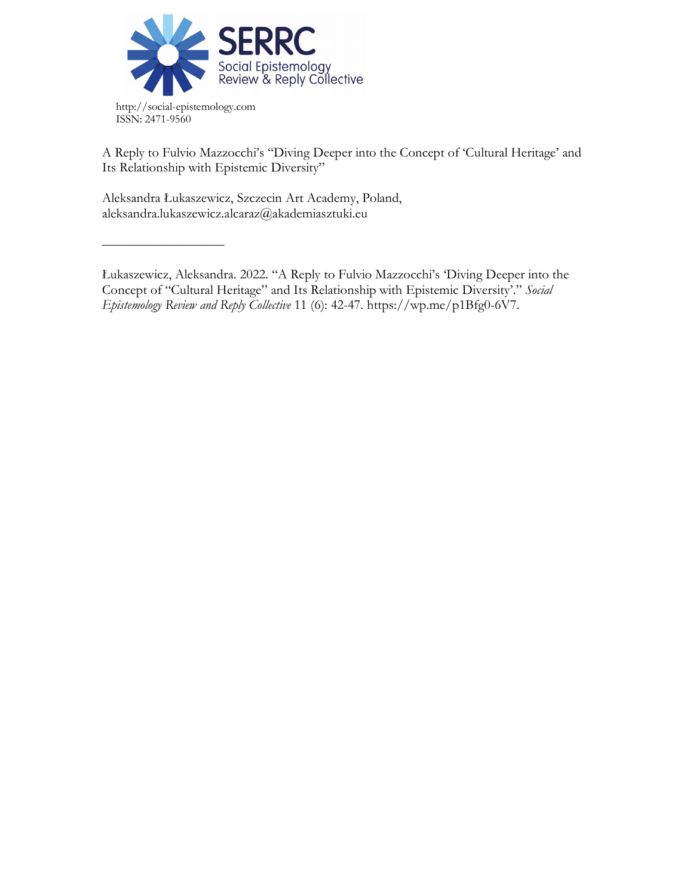SERRC
Social Epistemology Review & Reply Collective

http://social-epistemology.com
ISSN: 2471-9560

A Reply to Fulvio Mazzocchi's "Diving Deeper into the Concept of 'Cultural Heritage' and Its Relationship with Epistemic Diversity"

Aleksandra Łukaszewicz, Szczecin Art Academy, Poland, aleksandra.lukaszewicz.alcaraz@akademiasztuki.eu

---

Łukaszewicz, Aleksandra. 2022. "A Reply to Fulvio Mazzocchi's 'Diving Deeper into the Concept of "Cultural Heritage" and Its Relationship with Epistemic Diversity'." *Social Epistemology Review and Reply Collective* 11 (6): 42-47. https://wp.me/p1Bfg0-6V7.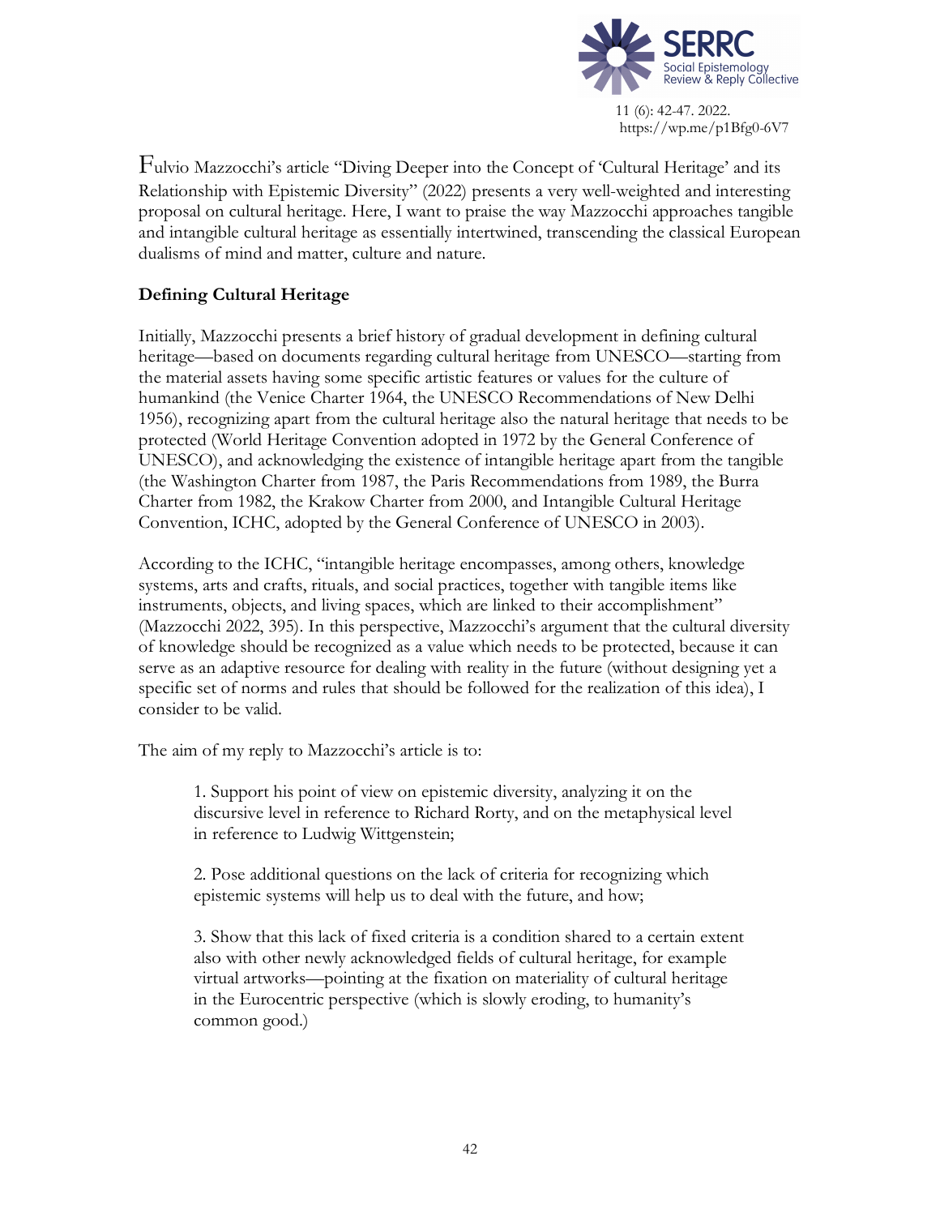Fulvio Mazzocchi's article "Diving Deeper into the Concept of 'Cultural Heritage' and its Relationship with Epistemic Diversity" (2022) presents a very well-weighted and interesting proposal on cultural heritage. Here, I want to praise the way Mazzocchi approaches tangible and intangible cultural heritage as essentially intertwined, transcending the classical European dualisms of mind and matter, culture and nature.

### Defining Cultural Heritage

Initially, Mazzocchi presents a brief history of gradual development in defining cultural heritage—based on documents regarding cultural heritage from UNESCO—starting from the material assets having some specific artistic features or values for the culture of humankind (the Venice Charter 1964, the UNESCO Recommendations of New Delhi 1956), recognizing apart from the cultural heritage also the natural heritage that needs to be protected (World Heritage Convention adopted in 1972 by the General Conference of UNESCO), and acknowledging the existence of intangible heritage apart from the tangible (the Washington Charter from 1987, the Paris Recommendations from 1989, the Burra Charter from 1982, the Krakow Charter from 2000, and Intangible Cultural Heritage Convention, ICHC, adopted by the General Conference of UNESCO in 2003).

According to the ICHC, "intangible heritage encompasses, among others, knowledge systems, arts and crafts, rituals, and social practices, together with tangible items like instruments, objects, and living spaces, which are linked to their accomplishment" (Mazzocchi 2022, 395). In this perspective, Mazzocchi's argument that the cultural diversity of knowledge should be recognized as a value which needs to be protected, because it can serve as an adaptive resource for dealing with reality in the future (without designing yet a specific set of norms and rules that should be followed for the realization of this idea), I consider to be valid.

The aim of my reply to Mazzocchi's article is to:

> 1. Support his point of view on epistemic diversity, analyzing it on the discursive level in reference to Richard Rorty, and on the metaphysical level in reference to Ludwig Wittgenstein;
>
> 2. Pose additional questions on the lack of criteria for recognizing which epistemic systems will help us to deal with the future, and how;
>
> 3. Show that this lack of fixed criteria is a condition shared to a certain extent also with other newly acknowledged fields of cultural heritage, for example virtual artworks—pointing at the fixation on materiality of cultural heritage in the Eurocentric perspective (which is slowly eroding, to humanity's common good.)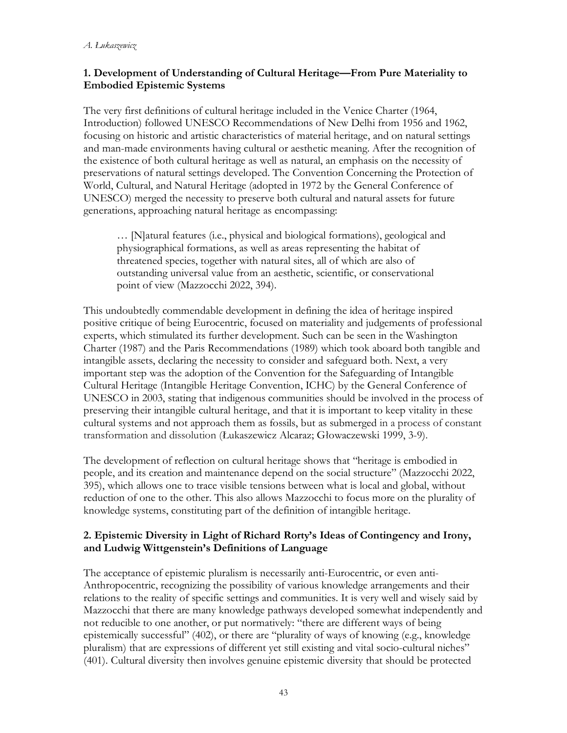## 1. Development of Understanding of Cultural Heritage—From Pure Materiality to Embodied Epistemic Systems

The very first definitions of cultural heritage included in the Venice Charter (1964, Introduction) followed UNESCO Recommendations of New Delhi from 1956 and 1962, focusing on historic and artistic characteristics of material heritage, and on natural settings and man-made environments having cultural or aesthetic meaning. After the recognition of the existence of both cultural heritage as well as natural, an emphasis on the necessity of preservations of natural settings developed. The Convention Concerning the Protection of World, Cultural, and Natural Heritage (adopted in 1972 by the General Conference of UNESCO) merged the necessity to preserve both cultural and natural assets for future generations, approaching natural heritage as encompassing:

> … [N]atural features (i.e., physical and biological formations), geological and physiographical formations, as well as areas representing the habitat of threatened species, together with natural sites, all of which are also of outstanding universal value from an aesthetic, scientific, or conservational point of view (Mazzocchi 2022, 394).

This undoubtedly commendable development in defining the idea of heritage inspired positive critique of being Eurocentric, focused on materiality and judgements of professional experts, which stimulated its further development. Such can be seen in the Washington Charter (1987) and the Paris Recommendations (1989) which took aboard both tangible and intangible assets, declaring the necessity to consider and safeguard both. Next, a very important step was the adoption of the Convention for the Safeguarding of Intangible Cultural Heritage (Intangible Heritage Convention, ICHC) by the General Conference of UNESCO in 2003, stating that indigenous communities should be involved in the process of preserving their intangible cultural heritage, and that it is important to keep vitality in these cultural systems and not approach them as fossils, but as submerged in a process of constant transformation and dissolution (Łukaszewicz Alcaraz; Głowaczewski 1999, 3-9).

The development of reflection on cultural heritage shows that "heritage is embodied in people, and its creation and maintenance depend on the social structure" (Mazzocchi 2022, 395), which allows one to trace visible tensions between what is local and global, without reduction of one to the other. This also allows Mazzocchi to focus more on the plurality of knowledge systems, constituting part of the definition of intangible heritage.

## 2. Epistemic Diversity in Light of Richard Rorty's Ideas of Contingency and Irony, and Ludwig Wittgenstein's Definitions of Language

The acceptance of epistemic pluralism is necessarily anti-Eurocentric, or even anti-Anthropocentric, recognizing the possibility of various knowledge arrangements and their relations to the reality of specific settings and communities. It is very well and wisely said by Mazzocchi that there are many knowledge pathways developed somewhat independently and not reducible to one another, or put normatively: "there are different ways of being epistemically successful" (402), or there are "plurality of ways of knowing (e.g., knowledge pluralism) that are expressions of different yet still existing and vital socio-cultural niches" (401). Cultural diversity then involves genuine epistemic diversity that should be protected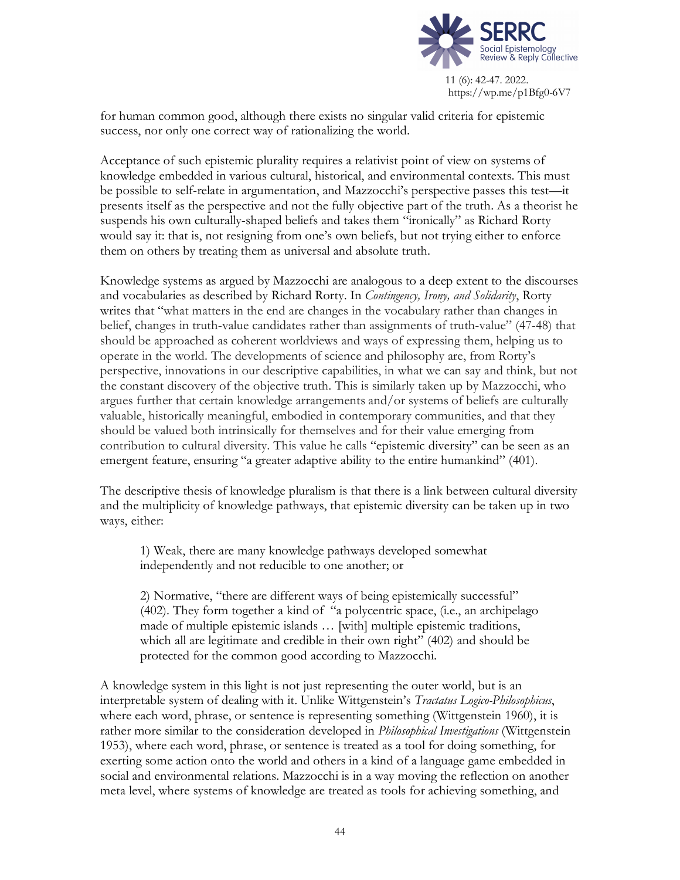for human common good, although there exists no singular valid criteria for epistemic success, nor only one correct way of rationalizing the world.

Acceptance of such epistemic plurality requires a relativist point of view on systems of knowledge embedded in various cultural, historical, and environmental contexts. This must be possible to self-relate in argumentation, and Mazzocchi's perspective passes this test—it presents itself as the perspective and not the fully objective part of the truth. As a theorist he suspends his own culturally-shaped beliefs and takes them "ironically" as Richard Rorty would say it: that is, not resigning from one's own beliefs, but not trying either to enforce them on others by treating them as universal and absolute truth.

Knowledge systems as argued by Mazzocchi are analogous to a deep extent to the discourses and vocabularies as described by Richard Rorty. In *Contingency, Irony, and Solidarity*, Rorty writes that "what matters in the end are changes in the vocabulary rather than changes in belief, changes in truth-value candidates rather than assignments of truth-value" (47-48) that should be approached as coherent worldviews and ways of expressing them, helping us to operate in the world. The developments of science and philosophy are, from Rorty's perspective, innovations in our descriptive capabilities, in what we can say and think, but not the constant discovery of the objective truth. This is similarly taken up by Mazzocchi, who argues further that certain knowledge arrangements and/or systems of beliefs are culturally valuable, historically meaningful, embodied in contemporary communities, and that they should be valued both intrinsically for themselves and for their value emerging from contribution to cultural diversity. This value he calls "epistemic diversity" can be seen as an emergent feature, ensuring "a greater adaptive ability to the entire humankind" (401).

The descriptive thesis of knowledge pluralism is that there is a link between cultural diversity and the multiplicity of knowledge pathways, that epistemic diversity can be taken up in two ways, either:

> 1) Weak, there are many knowledge pathways developed somewhat independently and not reducible to one another; or
>
> 2) Normative, "there are different ways of being epistemically successful" (402). They form together a kind of "a polycentric space, (i.e., an archipelago made of multiple epistemic islands … [with] multiple epistemic traditions, which all are legitimate and credible in their own right" (402) and should be protected for the common good according to Mazzocchi.

A knowledge system in this light is not just representing the outer world, but is an interpretable system of dealing with it. Unlike Wittgenstein's *Tractatus Logico-Philosophicus*, where each word, phrase, or sentence is representing something (Wittgenstein 1960), it is rather more similar to the consideration developed in *Philosophical Investigations* (Wittgenstein 1953), where each word, phrase, or sentence is treated as a tool for doing something, for exerting some action onto the world and others in a kind of a language game embedded in social and environmental relations. Mazzocchi is in a way moving the reflection on another meta level, where systems of knowledge are treated as tools for achieving something, and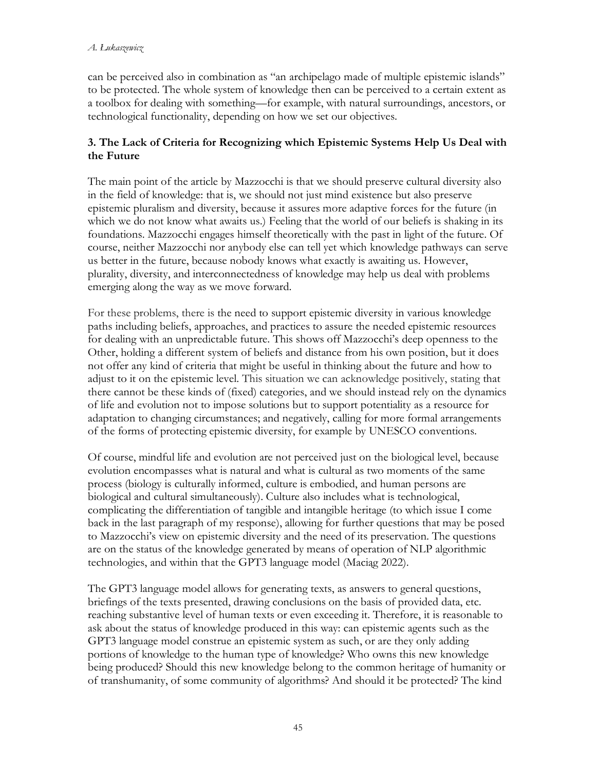can be perceived also in combination as "an archipelago made of multiple epistemic islands" to be protected. The whole system of knowledge then can be perceived to a certain extent as a toolbox for dealing with something—for example, with natural surroundings, ancestors, or technological functionality, depending on how we set our objectives.

### 3. The Lack of Criteria for Recognizing which Epistemic Systems Help Us Deal with the Future

The main point of the article by Mazzocchi is that we should preserve cultural diversity also in the field of knowledge: that is, we should not just mind existence but also preserve epistemic pluralism and diversity, because it assures more adaptive forces for the future (in which we do not know what awaits us.) Feeling that the world of our beliefs is shaking in its foundations. Mazzocchi engages himself theoretically with the past in light of the future. Of course, neither Mazzocchi nor anybody else can tell yet which knowledge pathways can serve us better in the future, because nobody knows what exactly is awaiting us. However, plurality, diversity, and interconnectedness of knowledge may help us deal with problems emerging along the way as we move forward.

For these problems, there is the need to support epistemic diversity in various knowledge paths including beliefs, approaches, and practices to assure the needed epistemic resources for dealing with an unpredictable future. This shows off Mazzocchi's deep openness to the Other, holding a different system of beliefs and distance from his own position, but it does not offer any kind of criteria that might be useful in thinking about the future and how to adjust to it on the epistemic level. This situation we can acknowledge positively, stating that there cannot be these kinds of (fixed) categories, and we should instead rely on the dynamics of life and evolution not to impose solutions but to support potentiality as a resource for adaptation to changing circumstances; and negatively, calling for more formal arrangements of the forms of protecting epistemic diversity, for example by UNESCO conventions.

Of course, mindful life and evolution are not perceived just on the biological level, because evolution encompasses what is natural and what is cultural as two moments of the same process (biology is culturally informed, culture is embodied, and human persons are biological and cultural simultaneously). Culture also includes what is technological, complicating the differentiation of tangible and intangible heritage (to which issue I come back in the last paragraph of my response), allowing for further questions that may be posed to Mazzocchi's view on epistemic diversity and the need of its preservation. The questions are on the status of the knowledge generated by means of operation of NLP algorithmic technologies, and within that the GPT3 language model (Maciąg 2022).

The GPT3 language model allows for generating texts, as answers to general questions, briefings of the texts presented, drawing conclusions on the basis of provided data, etc. reaching substantive level of human texts or even exceeding it. Therefore, it is reasonable to ask about the status of knowledge produced in this way: can epistemic agents such as the GPT3 language model construe an epistemic system as such, or are they only adding portions of knowledge to the human type of knowledge? Who owns this new knowledge being produced? Should this new knowledge belong to the common heritage of humanity or of transhumanity, of some community of algorithms? And should it be protected? The kind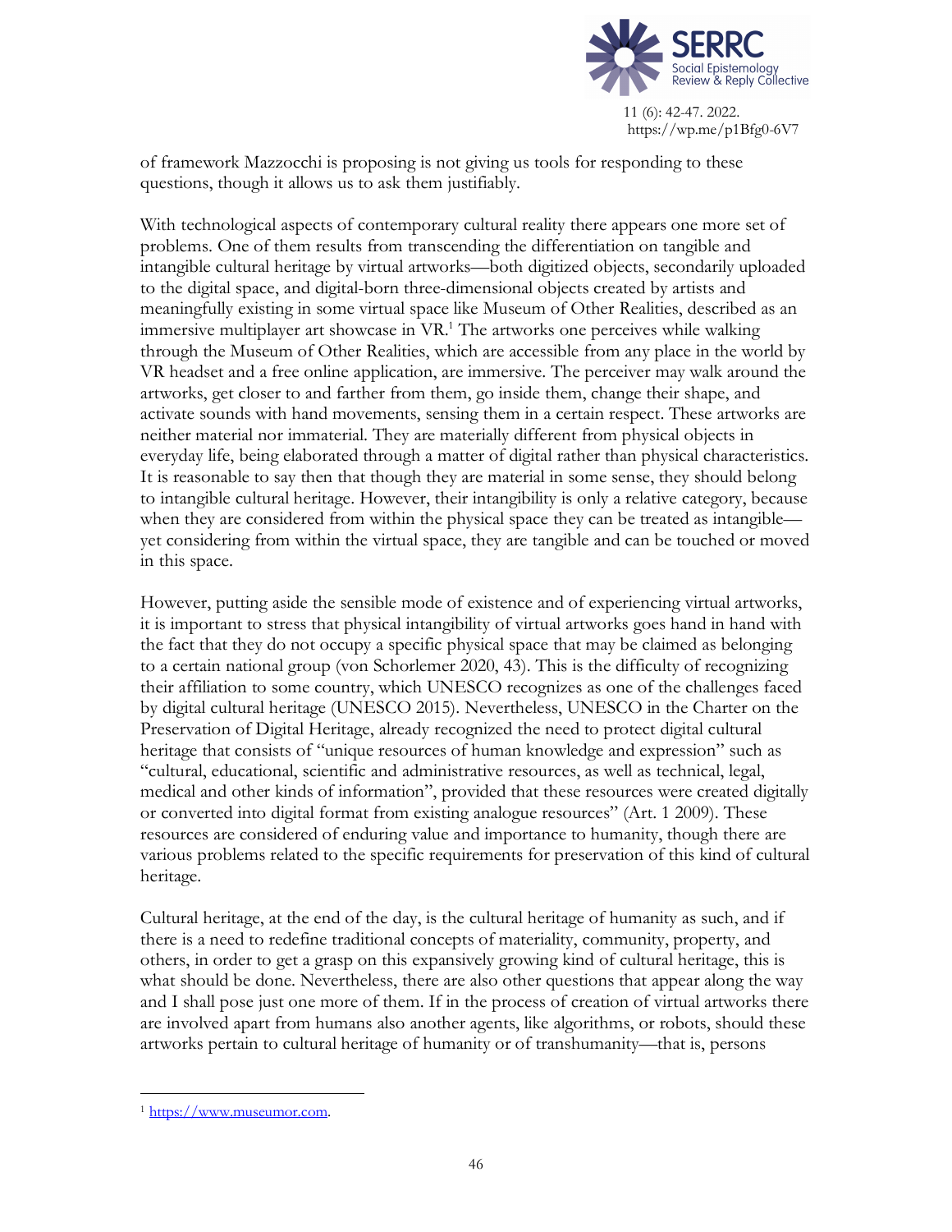of framework Mazzocchi is proposing is not giving us tools for responding to these questions, though it allows us to ask them justifiably.

With technological aspects of contemporary cultural reality there appears one more set of problems. One of them results from transcending the differentiation on tangible and intangible cultural heritage by virtual artworks—both digitized objects, secondarily uploaded to the digital space, and digital-born three-dimensional objects created by artists and meaningfully existing in some virtual space like Museum of Other Realities, described as an immersive multiplayer art showcase in VR.[1] The artworks one perceives while walking through the Museum of Other Realities, which are accessible from any place in the world by VR headset and a free online application, are immersive. The perceiver may walk around the artworks, get closer to and farther from them, go inside them, change their shape, and activate sounds with hand movements, sensing them in a certain respect. These artworks are neither material nor immaterial. They are materially different from physical objects in everyday life, being elaborated through a matter of digital rather than physical characteristics. It is reasonable to say then that though they are material in some sense, they should belong to intangible cultural heritage. However, their intangibility is only a relative category, because when they are considered from within the physical space they can be treated as intangible—yet considering from within the virtual space, they are tangible and can be touched or moved in this space.

However, putting aside the sensible mode of existence and of experiencing virtual artworks, it is important to stress that physical intangibility of virtual artworks goes hand in hand with the fact that they do not occupy a specific physical space that may be claimed as belonging to a certain national group (von Schorlemer 2020, 43). This is the difficulty of recognizing their affiliation to some country, which UNESCO recognizes as one of the challenges faced by digital cultural heritage (UNESCO 2015). Nevertheless, UNESCO in the Charter on the Preservation of Digital Heritage, already recognized the need to protect digital cultural heritage that consists of "unique resources of human knowledge and expression" such as "cultural, educational, scientific and administrative resources, as well as technical, legal, medical and other kinds of information", provided that these resources were created digitally or converted into digital format from existing analogue resources" (Art. 1 2009). These resources are considered of enduring value and importance to humanity, though there are various problems related to the specific requirements for preservation of this kind of cultural heritage.

Cultural heritage, at the end of the day, is the cultural heritage of humanity as such, and if there is a need to redefine traditional concepts of materiality, community, property, and others, in order to get a grasp on this expansively growing kind of cultural heritage, this is what should be done. Nevertheless, there are also other questions that appear along the way and I shall pose just one more of them. If in the process of creation of virtual artworks there are involved apart from humans also another agents, like algorithms, or robots, should these artworks pertain to cultural heritage of humanity or of transhumanity—that is, persons

[1] https://www.museumor.com.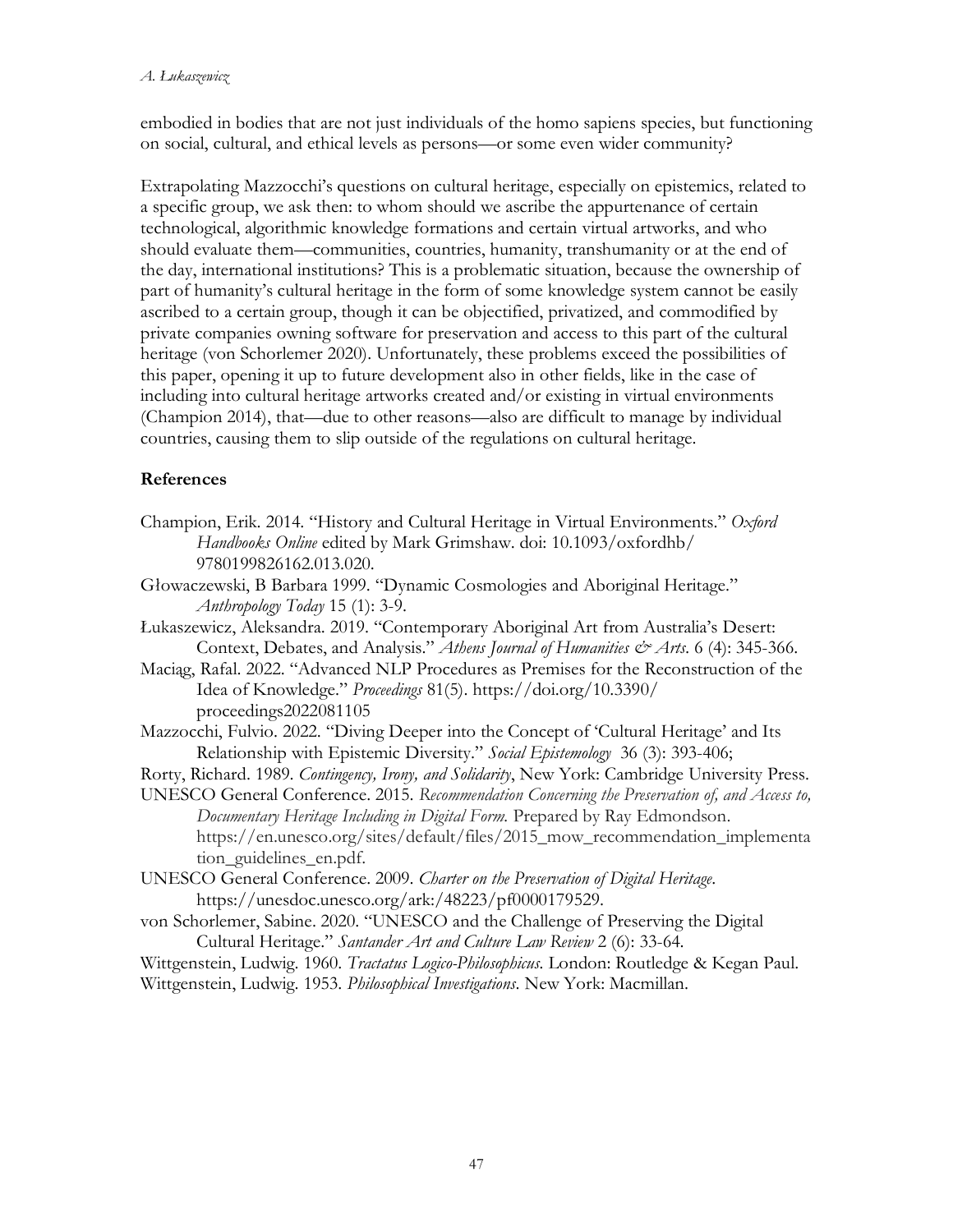embodied in bodies that are not just individuals of the homo sapiens species, but functioning on social, cultural, and ethical levels as persons—or some even wider community?

Extrapolating Mazzocchi's questions on cultural heritage, especially on epistemics, related to a specific group, we ask then: to whom should we ascribe the appurtenance of certain technological, algorithmic knowledge formations and certain virtual artworks, and who should evaluate them—communities, countries, humanity, transhumanity or at the end of the day, international institutions? This is a problematic situation, because the ownership of part of humanity's cultural heritage in the form of some knowledge system cannot be easily ascribed to a certain group, though it can be objectified, privatized, and commodified by private companies owning software for preservation and access to this part of the cultural heritage (von Schorlemer 2020). Unfortunately, these problems exceed the possibilities of this paper, opening it up to future development also in other fields, like in the case of including into cultural heritage artworks created and/or existing in virtual environments (Champion 2014), that—due to other reasons—also are difficult to manage by individual countries, causing them to slip outside of the regulations on cultural heritage.

## References

Champion, Erik. 2014. "History and Cultural Heritage in Virtual Environments." *Oxford Handbooks Online* edited by Mark Grimshaw. doi: 10.1093/oxfordhb/9780199826162.013.020.

Głowaczewski, B Barbara 1999. "Dynamic Cosmologies and Aboriginal Heritage." *Anthropology Today* 15 (1): 3-9.

Łukaszewicz, Aleksandra. 2019. "Contemporary Aboriginal Art from Australia's Desert: Context, Debates, and Analysis." *Athens Journal of Humanities & Arts*. 6 (4): 345-366.

Maciąg, Rafal. 2022. "Advanced NLP Procedures as Premises for the Reconstruction of the Idea of Knowledge." *Proceedings* 81(5). https://doi.org/10.3390/proceedings2022081105

Mazzocchi, Fulvio. 2022. "Diving Deeper into the Concept of 'Cultural Heritage' and Its Relationship with Epistemic Diversity." *Social Epistemology* 36 (3): 393-406;

Rorty, Richard. 1989. *Contingency, Irony, and Solidarity*, New York: Cambridge University Press.

UNESCO General Conference. 2015. *Recommendation Concerning the Preservation of, and Access to, Documentary Heritage Including in Digital Form.* Prepared by Ray Edmondson. https://en.unesco.org/sites/default/files/2015_mow_recommendation_implementation_guidelines_en.pdf.

UNESCO General Conference. 2009. *Charter on the Preservation of Digital Heritage*. https://unesdoc.unesco.org/ark:/48223/pf0000179529.

von Schorlemer, Sabine. 2020. "UNESCO and the Challenge of Preserving the Digital Cultural Heritage." *Santander Art and Culture Law Review* 2 (6): 33-64.

Wittgenstein, Ludwig. 1960. *Tractatus Logico-Philosophicus.* London: Routledge & Kegan Paul.

Wittgenstein, Ludwig. 1953. *Philosophical Investigations.* New York: Macmillan.